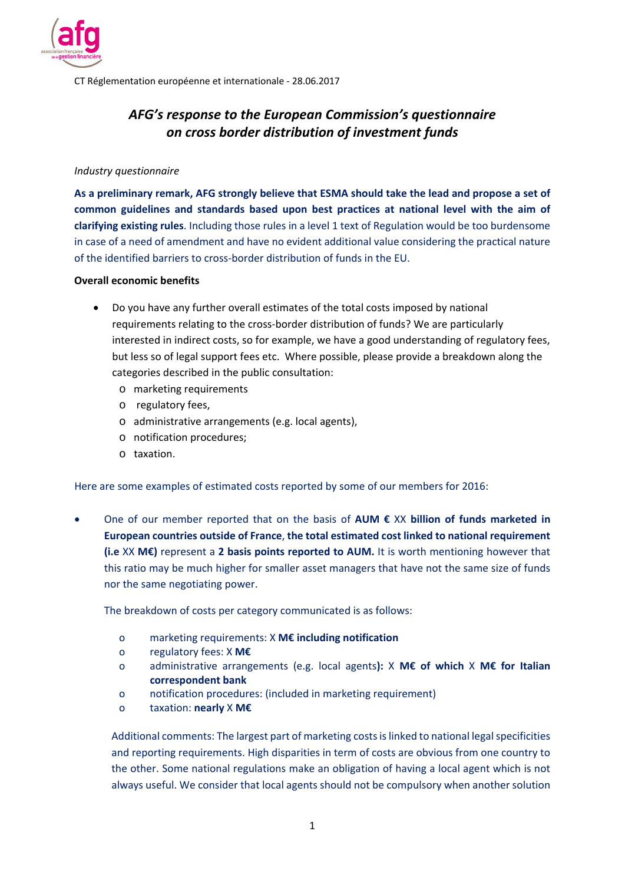CT Réglementation européenne et internationale - 28.06.2017

# *AFG's response to the European Commission's questionnaire on cross border distribution of investment funds*

*Industry questionnaire*

**As a preliminary remark, AFG strongly believe that ESMA should take the lead and propose a set of common guidelines and standards based upon best practices at national level with the aim of clarifying existing rules**. Including those rules in a level 1 text of Regulation would be too burdensome in case of a need of amendment and have no evident additional value considering the practical nature of the identified barriers to cross-border distribution of funds in the EU.

**Overall economic benefits**

- Do you have any further overall estimates of the total costs imposed by national requirements relating to the cross-border distribution of funds? We are particularly interested in indirect costs, so for example, we have a good understanding of regulatory fees, but less so of legal support fees etc. Where possible, please provide a breakdown along the categories described in the public consultation:
  - marketing requirements
  - regulatory fees,
  - administrative arrangements (e.g. local agents),
  - notification procedures;
  - taxation.

Here are some examples of estimated costs reported by some of our members for 2016:

- One of our member reported that on the basis of **AUM €** XX **billion of funds marketed in European countries outside of France**, **the total estimated cost linked to national requirement (i.e** XX **M€)** represent a **2 basis points reported to AUM.** It is worth mentioning however that this ratio may be much higher for smaller asset managers that have not the same size of funds nor the same negotiating power.

  The breakdown of costs per category communicated is as follows:

  - marketing requirements: X **M€ including notification**
  - regulatory fees: X **M€**
  - administrative arrangements (e.g. local agents**):** X **M€ of which** X **M€ for Italian correspondent bank**
  - notification procedures: (included in marketing requirement)
  - taxation: **nearly** X **M€**

  Additional comments: The largest part of marketing costs is linked to national legal specificities and reporting requirements. High disparities in term of costs are obvious from one country to the other. Some national regulations make an obligation of having a local agent which is not always useful. We consider that local agents should not be compulsory when another solution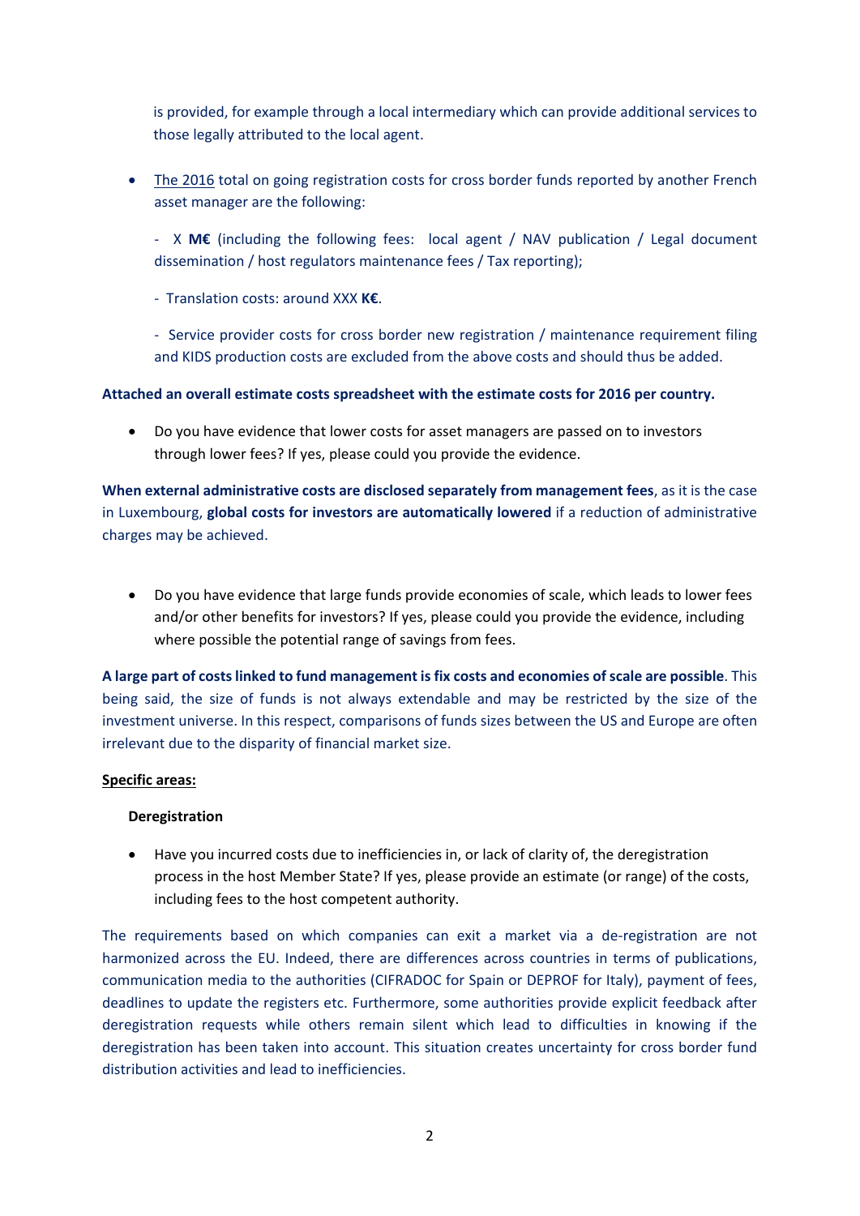is provided, for example through a local intermediary which can provide additional services to those legally attributed to the local agent.

- The 2016 total on going registration costs for cross border funds reported by another French asset manager are the following:

  - X **M€** (including the following fees: local agent / NAV publication / Legal document dissemination / host regulators maintenance fees / Tax reporting);

  - Translation costs: around XXX **K€**.

  - Service provider costs for cross border new registration / maintenance requirement filing and KIDS production costs are excluded from the above costs and should thus be added.

**Attached an overall estimate costs spreadsheet with the estimate costs for 2016 per country.**

- Do you have evidence that lower costs for asset managers are passed on to investors through lower fees? If yes, please could you provide the evidence.

**When external administrative costs are disclosed separately from management fees**, as it is the case in Luxembourg, **global costs for investors are automatically lowered** if a reduction of administrative charges may be achieved.

- Do you have evidence that large funds provide economies of scale, which leads to lower fees and/or other benefits for investors? If yes, please could you provide the evidence, including where possible the potential range of savings from fees.

**A large part of costs linked to fund management is fix costs and economies of scale are possible**. This being said, the size of funds is not always extendable and may be restricted by the size of the investment universe. In this respect, comparisons of funds sizes between the US and Europe are often irrelevant due to the disparity of financial market size.

**Specific areas:**

**Deregistration**

- Have you incurred costs due to inefficiencies in, or lack of clarity of, the deregistration process in the host Member State? If yes, please provide an estimate (or range) of the costs, including fees to the host competent authority.

The requirements based on which companies can exit a market via a de-registration are not harmonized across the EU. Indeed, there are differences across countries in terms of publications, communication media to the authorities (CIFRADOC for Spain or DEPROF for Italy), payment of fees, deadlines to update the registers etc. Furthermore, some authorities provide explicit feedback after deregistration requests while others remain silent which lead to difficulties in knowing if the deregistration has been taken into account. This situation creates uncertainty for cross border fund distribution activities and lead to inefficiencies.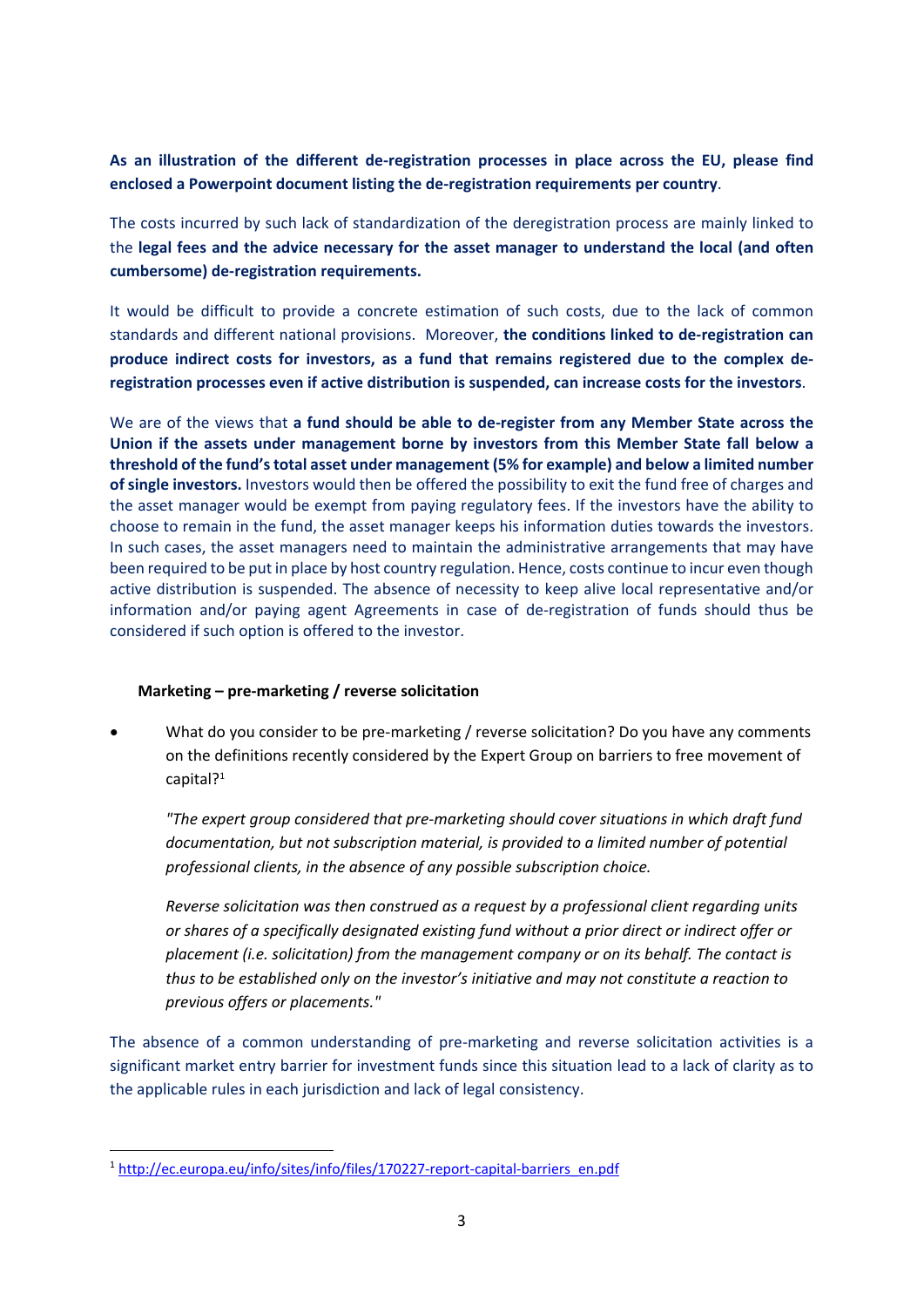**As an illustration of the different de-registration processes in place across the EU, please find enclosed a Powerpoint document listing the de-registration requirements per country**.

The costs incurred by such lack of standardization of the deregistration process are mainly linked to the **legal fees and the advice necessary for the asset manager to understand the local (and often cumbersome) de-registration requirements.**

It would be difficult to provide a concrete estimation of such costs, due to the lack of common standards and different national provisions. Moreover, **the conditions linked to de-registration can produce indirect costs for investors, as a fund that remains registered due to the complex de-registration processes even if active distribution is suspended, can increase costs for the investors**.

We are of the views that **a fund should be able to de-register from any Member State across the Union if the assets under management borne by investors from this Member State fall below a threshold of the fund's total asset under management (5% for example) and below a limited number of single investors.** Investors would then be offered the possibility to exit the fund free of charges and the asset manager would be exempt from paying regulatory fees. If the investors have the ability to choose to remain in the fund, the asset manager keeps his information duties towards the investors. In such cases, the asset managers need to maintain the administrative arrangements that may have been required to be put in place by host country regulation. Hence, costs continue to incur even though active distribution is suspended. The absence of necessity to keep alive local representative and/or information and/or paying agent Agreements in case of de-registration of funds should thus be considered if such option is offered to the investor.

**Marketing – pre-marketing / reverse solicitation**

- What do you consider to be pre-marketing / reverse solicitation? Do you have any comments on the definitions recently considered by the Expert Group on barriers to free movement of capital?[1]

  *"The expert group considered that pre-marketing should cover situations in which draft fund documentation, but not subscription material, is provided to a limited number of potential professional clients, in the absence of any possible subscription choice.*

  *Reverse solicitation was then construed as a request by a professional client regarding units or shares of a specifically designated existing fund without a prior direct or indirect offer or placement (i.e. solicitation) from the management company or on its behalf. The contact is thus to be established only on the investor's initiative and may not constitute a reaction to previous offers or placements."*

The absence of a common understanding of pre-marketing and reverse solicitation activities is a significant market entry barrier for investment funds since this situation lead to a lack of clarity as to the applicable rules in each jurisdiction and lack of legal consistency.

[1] http://ec.europa.eu/info/sites/info/files/170227-report-capital-barriers_en.pdf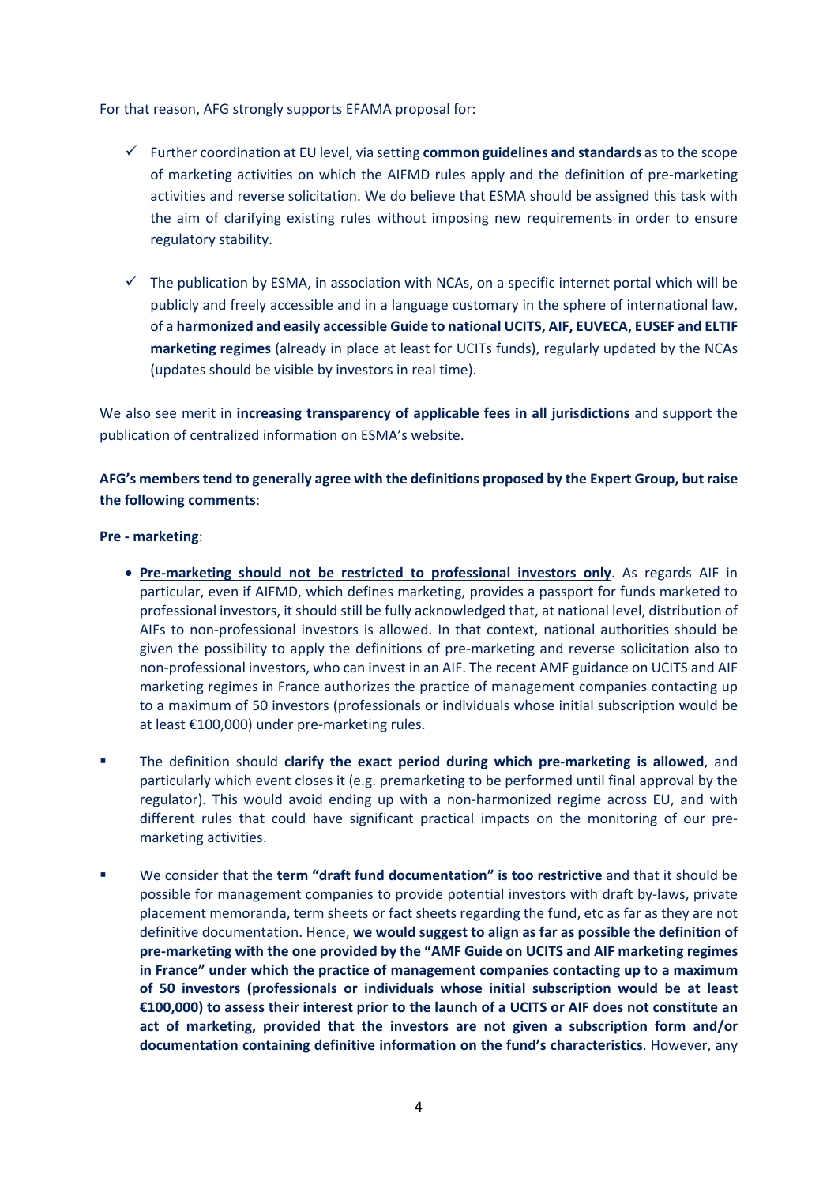For that reason, AFG strongly supports EFAMA proposal for:

- ✓ Further coordination at EU level, via setting **common guidelines and standards** as to the scope of marketing activities on which the AIFMD rules apply and the definition of pre-marketing activities and reverse solicitation. We do believe that ESMA should be assigned this task with the aim of clarifying existing rules without imposing new requirements in order to ensure regulatory stability.

- ✓ The publication by ESMA, in association with NCAs, on a specific internet portal which will be publicly and freely accessible and in a language customary in the sphere of international law, of a **harmonized and easily accessible Guide to national UCITS, AIF, EUVECA, EUSEF and ELTIF marketing regimes** (already in place at least for UCITs funds), regularly updated by the NCAs (updates should be visible by investors in real time).

We also see merit in **increasing transparency of applicable fees in all jurisdictions** and support the publication of centralized information on ESMA's website.

**AFG's members tend to generally agree with the definitions proposed by the Expert Group, but raise the following comments**:

**<u>Pre - marketing</u>**:

- **<u>Pre-marketing should not be restricted to professional investors only</u>**. As regards AIF in particular, even if AIFMD, which defines marketing, provides a passport for funds marketed to professional investors, it should still be fully acknowledged that, at national level, distribution of AIFs to non-professional investors is allowed. In that context, national authorities should be given the possibility to apply the definitions of pre-marketing and reverse solicitation also to non-professional investors, who can invest in an AIF. The recent AMF guidance on UCITS and AIF marketing regimes in France authorizes the practice of management companies contacting up to a maximum of 50 investors (professionals or individuals whose initial subscription would be at least €100,000) under pre-marketing rules.

- The definition should **clarify the exact period during which pre-marketing is allowed**, and particularly which event closes it (e.g. premarketing to be performed until final approval by the regulator). This would avoid ending up with a non-harmonized regime across EU, and with different rules that could have significant practical impacts on the monitoring of our pre-marketing activities.

- We consider that the **term "draft fund documentation" is too restrictive** and that it should be possible for management companies to provide potential investors with draft by-laws, private placement memoranda, term sheets or fact sheets regarding the fund, etc as far as they are not definitive documentation. Hence, **we would suggest to align as far as possible the definition of pre-marketing with the one provided by the "AMF Guide on UCITS and AIF marketing regimes in France" under which the practice of management companies contacting up to a maximum of 50 investors (professionals or individuals whose initial subscription would be at least €100,000) to assess their interest prior to the launch of a UCITS or AIF does not constitute an act of marketing, provided that the investors are not given a subscription form and/or documentation containing definitive information on the fund's characteristics**. However, any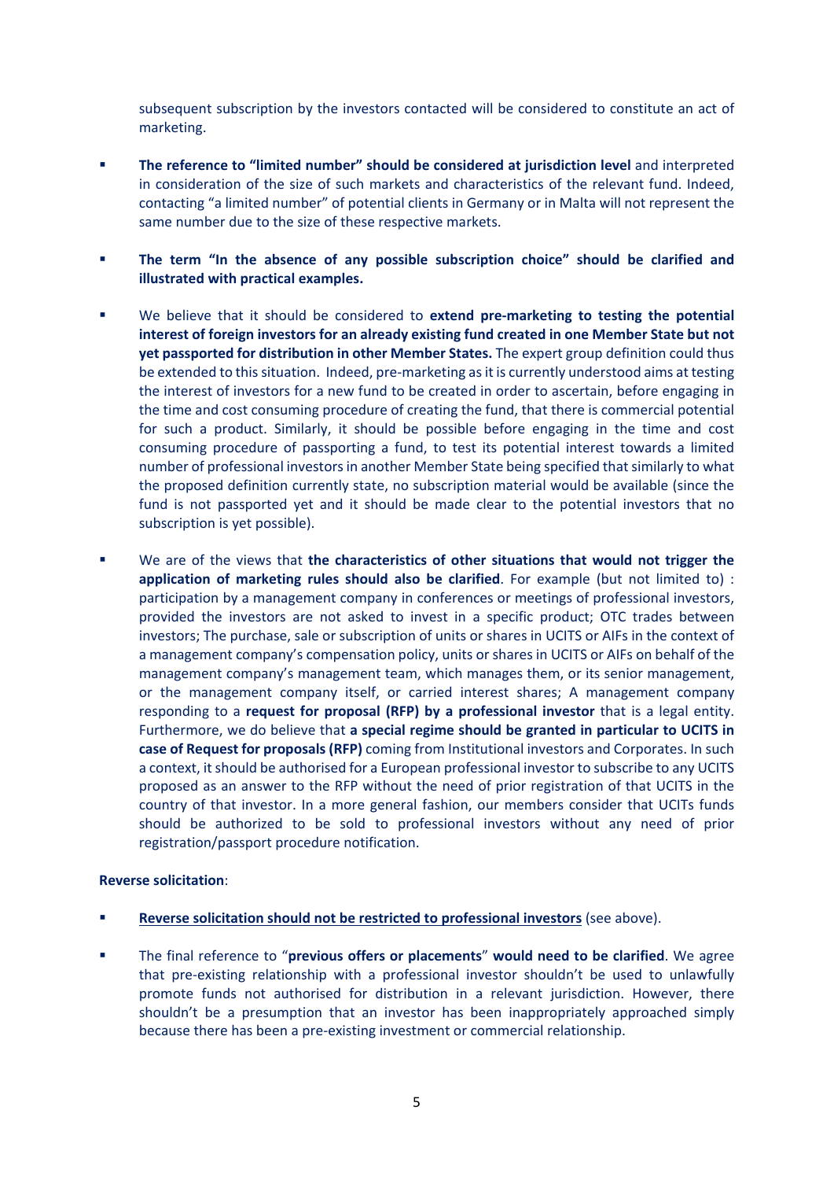subsequent subscription by the investors contacted will be considered to constitute an act of marketing.

- **The reference to "limited number" should be considered at jurisdiction level** and interpreted in consideration of the size of such markets and characteristics of the relevant fund. Indeed, contacting "a limited number" of potential clients in Germany or in Malta will not represent the same number due to the size of these respective markets.

- **The term "In the absence of any possible subscription choice" should be clarified and illustrated with practical examples.**

- We believe that it should be considered to **extend pre-marketing to testing the potential interest of foreign investors for an already existing fund created in one Member State but not yet passported for distribution in other Member States.** The expert group definition could thus be extended to this situation. Indeed, pre-marketing as it is currently understood aims at testing the interest of investors for a new fund to be created in order to ascertain, before engaging in the time and cost consuming procedure of creating the fund, that there is commercial potential for such a product. Similarly, it should be possible before engaging in the time and cost consuming procedure of passporting a fund, to test its potential interest towards a limited number of professional investors in another Member State being specified that similarly to what the proposed definition currently state, no subscription material would be available (since the fund is not passported yet and it should be made clear to the potential investors that no subscription is yet possible).

- We are of the views that **the characteristics of other situations that would not trigger the application of marketing rules should also be clarified**. For example (but not limited to) : participation by a management company in conferences or meetings of professional investors, provided the investors are not asked to invest in a specific product; OTC trades between investors; The purchase, sale or subscription of units or shares in UCITS or AIFs in the context of a management company's compensation policy, units or shares in UCITS or AIFs on behalf of the management company's management team, which manages them, or its senior management, or the management company itself, or carried interest shares; A management company responding to a **request for proposal (RFP) by a professional investor** that is a legal entity. Furthermore, we do believe that **a special regime should be granted in particular to UCITS in case of Request for proposals (RFP)** coming from Institutional investors and Corporates. In such a context, it should be authorised for a European professional investor to subscribe to any UCITS proposed as an answer to the RFP without the need of prior registration of that UCITS in the country of that investor. In a more general fashion, our members consider that UCITs funds should be authorized to be sold to professional investors without any need of prior registration/passport procedure notification.

**Reverse solicitation**:

- **Reverse solicitation should not be restricted to professional investors** (see above).

- The final reference to "**previous offers or placements**" **would need to be clarified**. We agree that pre-existing relationship with a professional investor shouldn't be used to unlawfully promote funds not authorised for distribution in a relevant jurisdiction. However, there shouldn't be a presumption that an investor has been inappropriately approached simply because there has been a pre-existing investment or commercial relationship.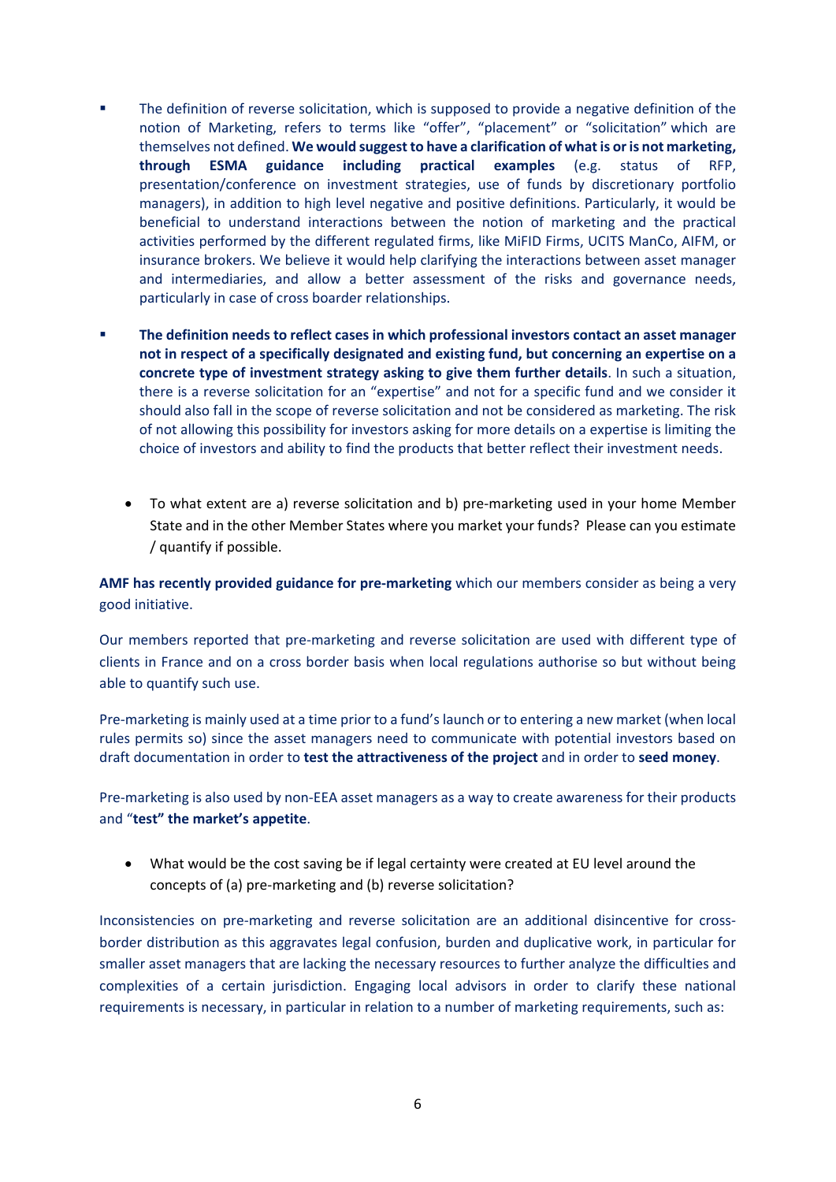- The definition of reverse solicitation, which is supposed to provide a negative definition of the notion of Marketing, refers to terms like "offer", "placement" or "solicitation" which are themselves not defined. **We would suggest to have a clarification of what is or is not marketing, through ESMA guidance including practical examples** (e.g. status of RFP, presentation/conference on investment strategies, use of funds by discretionary portfolio managers), in addition to high level negative and positive definitions. Particularly, it would be beneficial to understand interactions between the notion of marketing and the practical activities performed by the different regulated firms, like MiFID Firms, UCITS ManCo, AIFM, or insurance brokers. We believe it would help clarifying the interactions between asset manager and intermediaries, and allow a better assessment of the risks and governance needs, particularly in case of cross boarder relationships.

- **The definition needs to reflect cases in which professional investors contact an asset manager not in respect of a specifically designated and existing fund, but concerning an expertise on a concrete type of investment strategy asking to give them further details**. In such a situation, there is a reverse solicitation for an "expertise" and not for a specific fund and we consider it should also fall in the scope of reverse solicitation and not be considered as marketing. The risk of not allowing this possibility for investors asking for more details on a expertise is limiting the choice of investors and ability to find the products that better reflect their investment needs.

- To what extent are a) reverse solicitation and b) pre-marketing used in your home Member State and in the other Member States where you market your funds? Please can you estimate / quantify if possible.

**AMF has recently provided guidance for pre-marketing** which our members consider as being a very good initiative.

Our members reported that pre-marketing and reverse solicitation are used with different type of clients in France and on a cross border basis when local regulations authorise so but without being able to quantify such use.

Pre-marketing is mainly used at a time prior to a fund's launch or to entering a new market (when local rules permits so) since the asset managers need to communicate with potential investors based on draft documentation in order to **test the attractiveness of the project** and in order to **seed money**.

Pre-marketing is also used by non-EEA asset managers as a way to create awareness for their products and "**test" the market's appetite**.

- What would be the cost saving be if legal certainty were created at EU level around the concepts of (a) pre-marketing and (b) reverse solicitation?

Inconsistencies on pre-marketing and reverse solicitation are an additional disincentive for cross-border distribution as this aggravates legal confusion, burden and duplicative work, in particular for smaller asset managers that are lacking the necessary resources to further analyze the difficulties and complexities of a certain jurisdiction. Engaging local advisors in order to clarify these national requirements is necessary, in particular in relation to a number of marketing requirements, such as: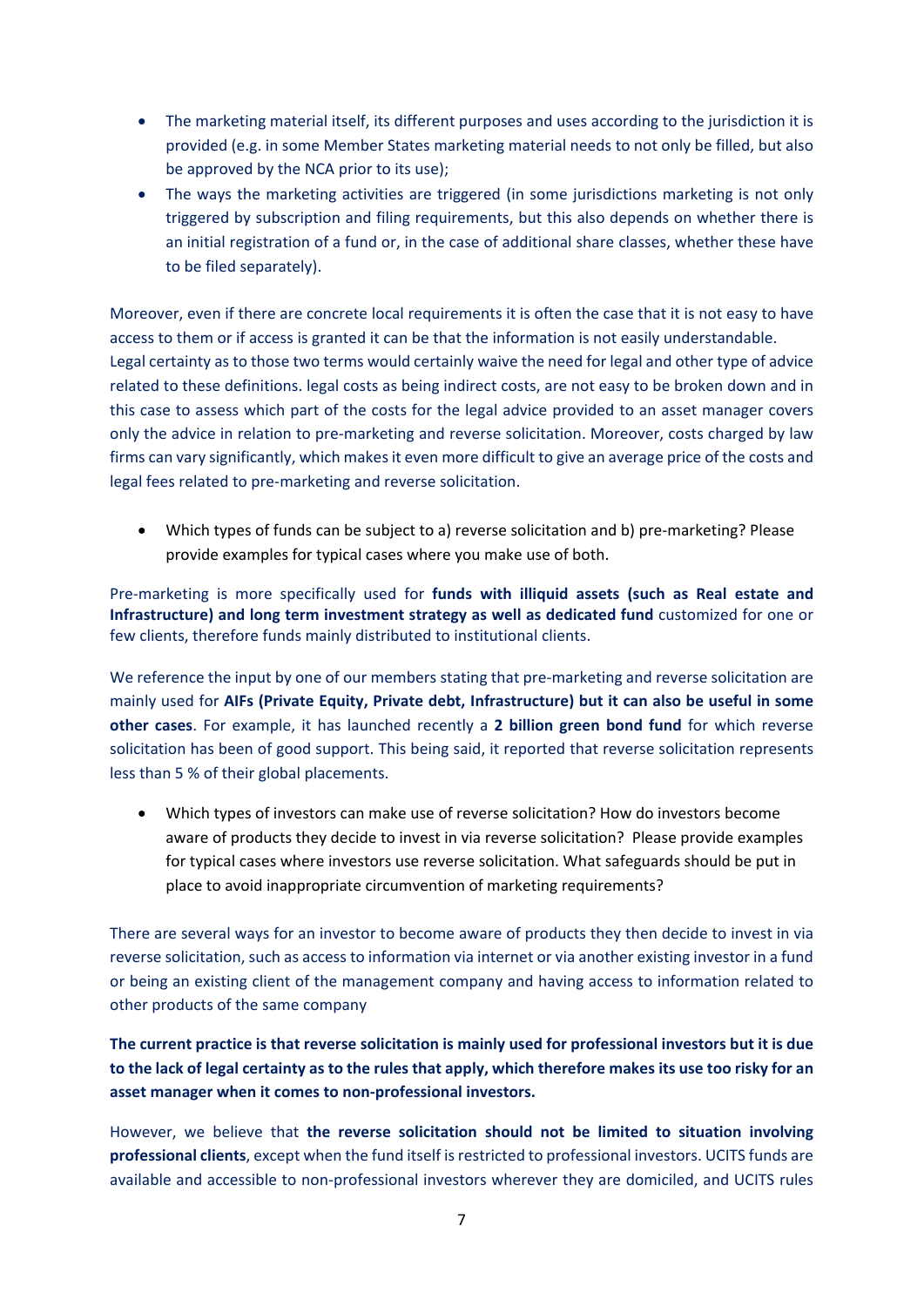- The marketing material itself, its different purposes and uses according to the jurisdiction it is provided (e.g. in some Member States marketing material needs to not only be filled, but also be approved by the NCA prior to its use);
- The ways the marketing activities are triggered (in some jurisdictions marketing is not only triggered by subscription and filing requirements, but this also depends on whether there is an initial registration of a fund or, in the case of additional share classes, whether these have to be filed separately).

Moreover, even if there are concrete local requirements it is often the case that it is not easy to have access to them or if access is granted it can be that the information is not easily understandable. Legal certainty as to those two terms would certainly waive the need for legal and other type of advice related to these definitions. legal costs as being indirect costs, are not easy to be broken down and in this case to assess which part of the costs for the legal advice provided to an asset manager covers only the advice in relation to pre-marketing and reverse solicitation. Moreover, costs charged by law firms can vary significantly, which makes it even more difficult to give an average price of the costs and legal fees related to pre-marketing and reverse solicitation.

- Which types of funds can be subject to a) reverse solicitation and b) pre-marketing? Please provide examples for typical cases where you make use of both.

Pre-marketing is more specifically used for **funds with illiquid assets (such as Real estate and Infrastructure) and long term investment strategy as well as dedicated fund** customized for one or few clients, therefore funds mainly distributed to institutional clients.

We reference the input by one of our members stating that pre-marketing and reverse solicitation are mainly used for **AIFs (Private Equity, Private debt, Infrastructure) but it can also be useful in some other cases**. For example, it has launched recently a **2 billion green bond fund** for which reverse solicitation has been of good support. This being said, it reported that reverse solicitation represents less than 5 % of their global placements.

- Which types of investors can make use of reverse solicitation? How do investors become aware of products they decide to invest in via reverse solicitation? Please provide examples for typical cases where investors use reverse solicitation. What safeguards should be put in place to avoid inappropriate circumvention of marketing requirements?

There are several ways for an investor to become aware of products they then decide to invest in via reverse solicitation, such as access to information via internet or via another existing investor in a fund or being an existing client of the management company and having access to information related to other products of the same company

**The current practice is that reverse solicitation is mainly used for professional investors but it is due to the lack of legal certainty as to the rules that apply, which therefore makes its use too risky for an asset manager when it comes to non-professional investors.**

However, we believe that **the reverse solicitation should not be limited to situation involving professional clients**, except when the fund itself is restricted to professional investors. UCITS funds are available and accessible to non-professional investors wherever they are domiciled, and UCITS rules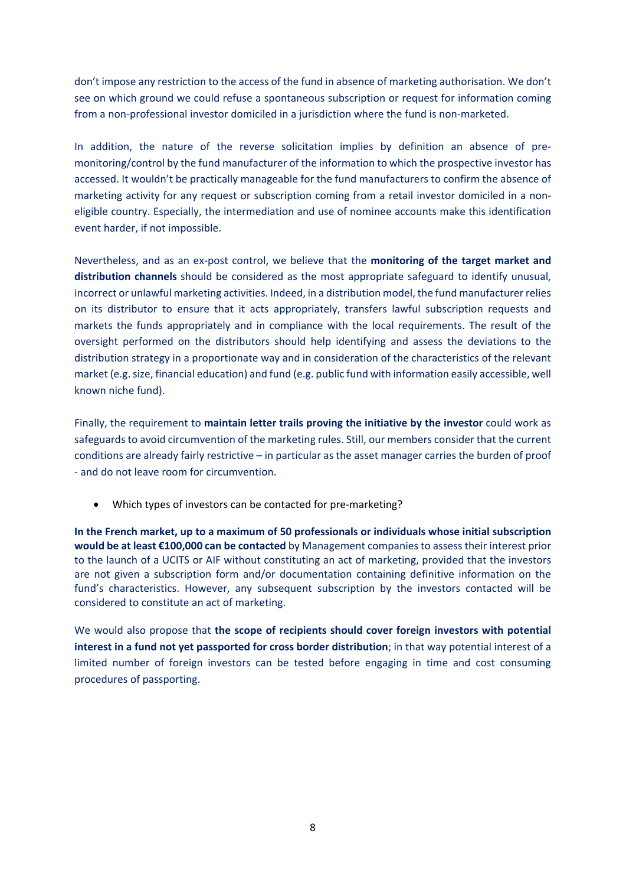don't impose any restriction to the access of the fund in absence of marketing authorisation. We don't see on which ground we could refuse a spontaneous subscription or request for information coming from a non-professional investor domiciled in a jurisdiction where the fund is non-marketed.

In addition, the nature of the reverse solicitation implies by definition an absence of pre-monitoring/control by the fund manufacturer of the information to which the prospective investor has accessed. It wouldn't be practically manageable for the fund manufacturers to confirm the absence of marketing activity for any request or subscription coming from a retail investor domiciled in a non-eligible country. Especially, the intermediation and use of nominee accounts make this identification event harder, if not impossible.

Nevertheless, and as an ex-post control, we believe that the **monitoring of the target market and distribution channels** should be considered as the most appropriate safeguard to identify unusual, incorrect or unlawful marketing activities. Indeed, in a distribution model, the fund manufacturer relies on its distributor to ensure that it acts appropriately, transfers lawful subscription requests and markets the funds appropriately and in compliance with the local requirements. The result of the oversight performed on the distributors should help identifying and assess the deviations to the distribution strategy in a proportionate way and in consideration of the characteristics of the relevant market (e.g. size, financial education) and fund (e.g. public fund with information easily accessible, well known niche fund).

Finally, the requirement to **maintain letter trails proving the initiative by the investor** could work as safeguards to avoid circumvention of the marketing rules. Still, our members consider that the current conditions are already fairly restrictive – in particular as the asset manager carries the burden of proof - and do not leave room for circumvention.

- Which types of investors can be contacted for pre-marketing?

**In the French market, up to a maximum of 50 professionals or individuals whose initial subscription would be at least €100,000 can be contacted** by Management companies to assess their interest prior to the launch of a UCITS or AIF without constituting an act of marketing, provided that the investors are not given a subscription form and/or documentation containing definitive information on the fund's characteristics. However, any subsequent subscription by the investors contacted will be considered to constitute an act of marketing.

We would also propose that **the scope of recipients should cover foreign investors with potential interest in a fund not yet passported for cross border distribution**; in that way potential interest of a limited number of foreign investors can be tested before engaging in time and cost consuming procedures of passporting.